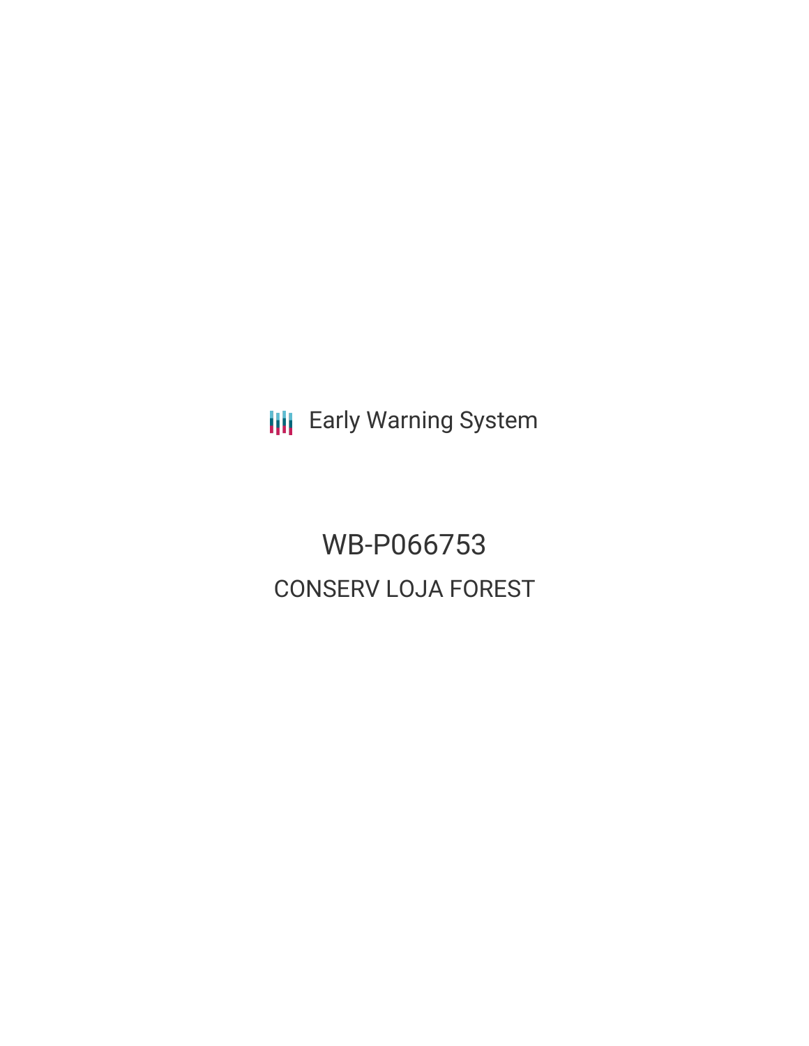Early Warning System

# WB-P066753

## CONSERV LOJA FOREST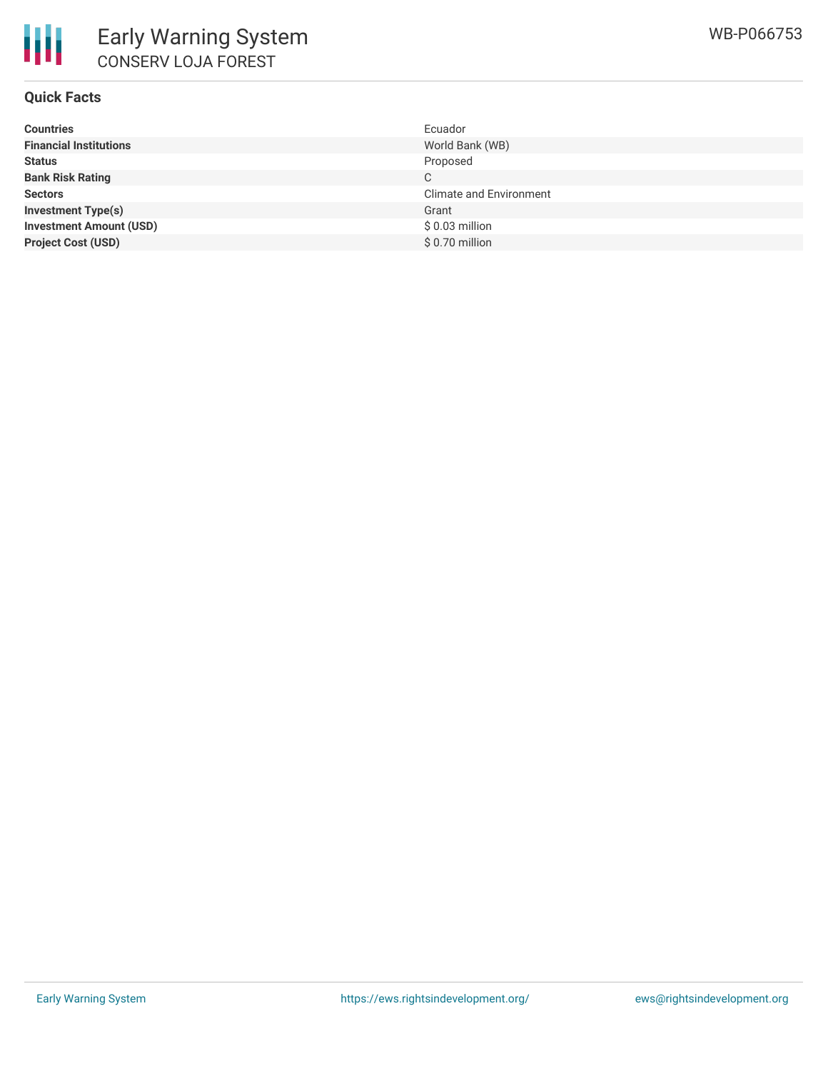# Early Warning System

CONSERV LOJA FOREST

WB-P066753

## Quick Facts

| | |
|---|---|
| **Countries** | Ecuador |
| **Financial Institutions** | World Bank (WB) |
| **Status** | Proposed |
| **Bank Risk Rating** | C |
| **Sectors** | Climate and Environment |
| **Investment Type(s)** | Grant |
| **Investment Amount (USD)** | $ 0.03 million |
| **Project Cost (USD)** | $ 0.70 million |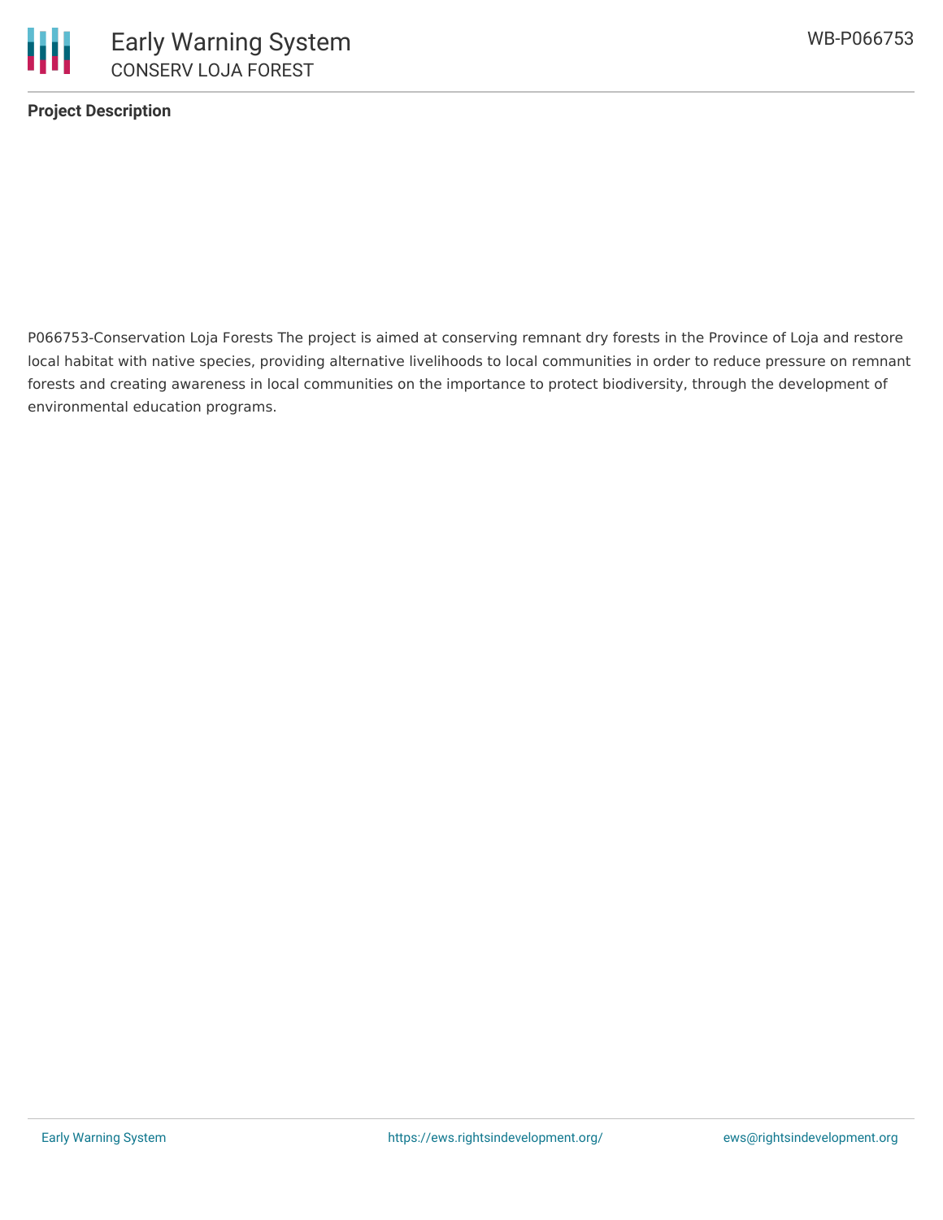**Project Description**

P066753-Conservation Loja Forests The project is aimed at conserving remnant dry forests in the Province of Loja and restore local habitat with native species, providing alternative livelihoods to local communities in order to reduce pressure on remnant forests and creating awareness in local communities on the importance to protect biodiversity, through the development of environmental education programs.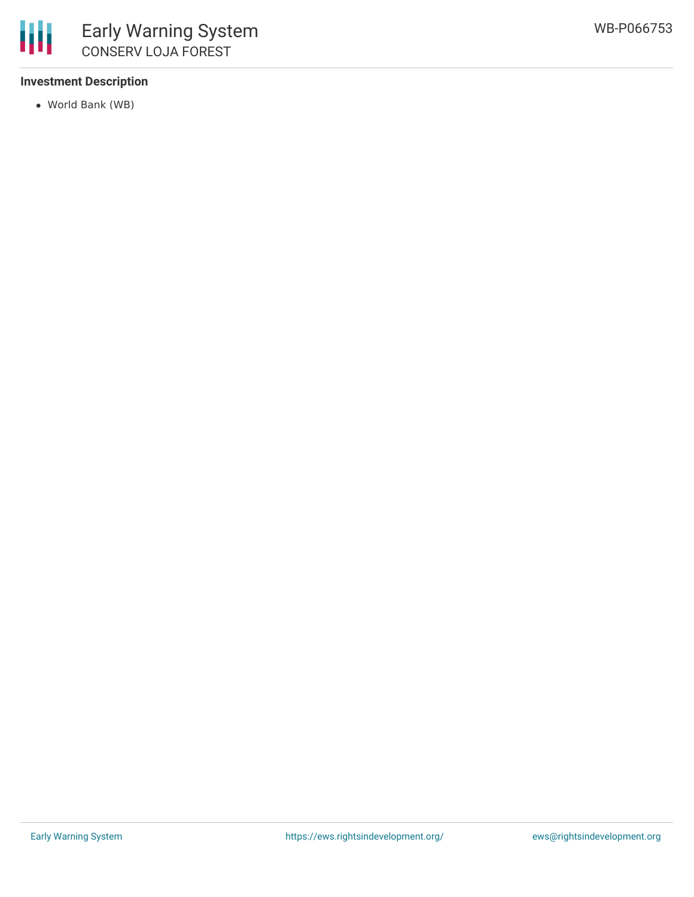**Investment Description**

- World Bank (WB)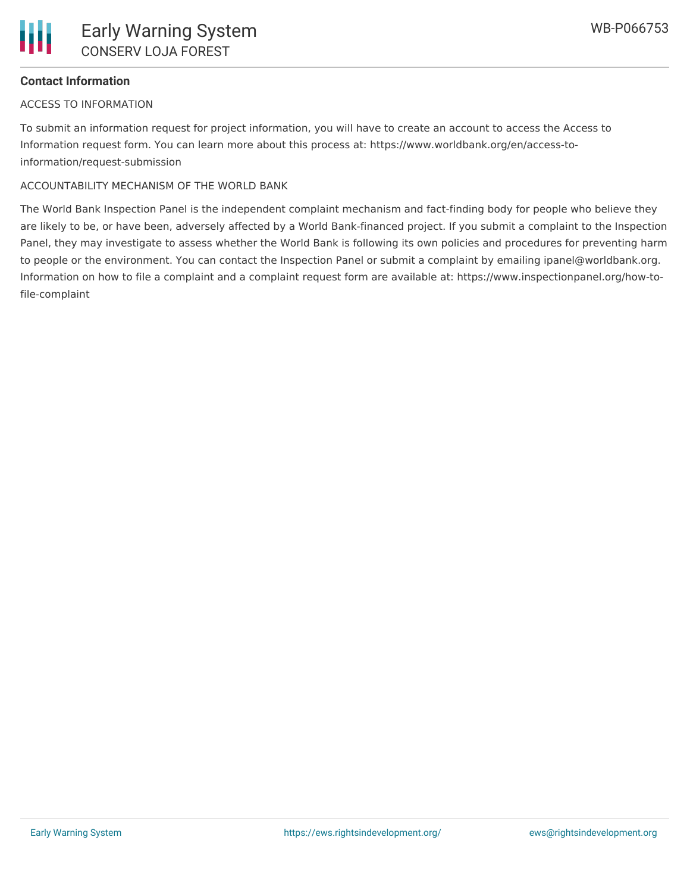**Contact Information**

ACCESS TO INFORMATION

To submit an information request for project information, you will have to create an account to access the Access to Information request form. You can learn more about this process at: https://www.worldbank.org/en/access-to-information/request-submission

ACCOUNTABILITY MECHANISM OF THE WORLD BANK

The World Bank Inspection Panel is the independent complaint mechanism and fact-finding body for people who believe they are likely to be, or have been, adversely affected by a World Bank-financed project. If you submit a complaint to the Inspection Panel, they may investigate to assess whether the World Bank is following its own policies and procedures for preventing harm to people or the environment. You can contact the Inspection Panel or submit a complaint by emailing ipanel@worldbank.org. Information on how to file a complaint and a complaint request form are available at: https://www.inspectionpanel.org/how-to-file-complaint